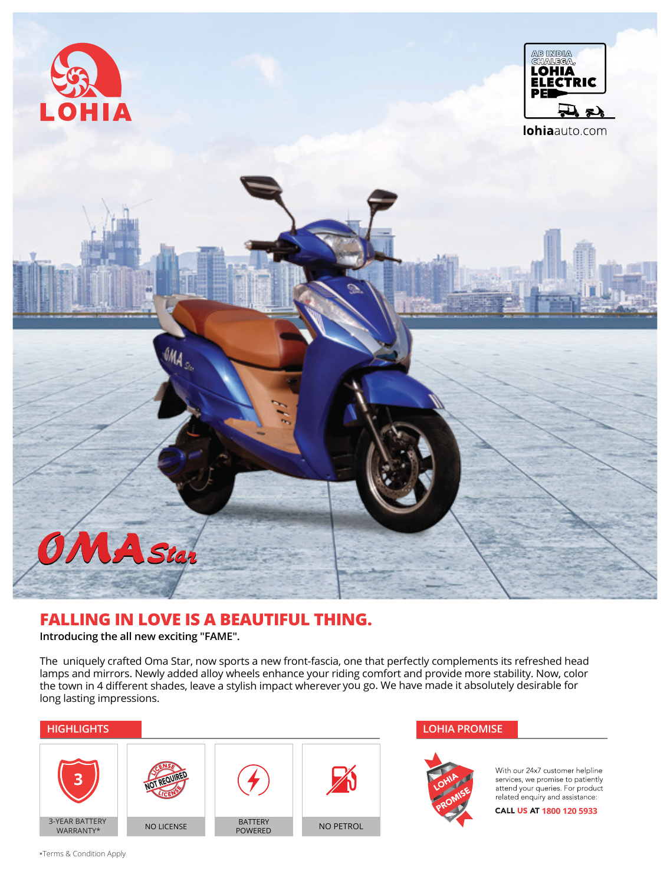LOHIA

AB INDIA CHALEGA, LOHIA ELECTRIC PE

lohiaauto.com

OMA Star

# FALLING IN LOVE IS A BEAUTIFUL THING.

**Introducing the all new exciting "FAME".**

The uniquely crafted Oma Star, now sports a new front-fascia, one that perfectly complements its refreshed head lamps and mirrors. Newly added alloy wheels enhance your riding comfort and provide more stability. Now, color the town in 4 different shades, leave a stylish impact wherever you go. We have made it absolutely desirable for long lasting impressions.

## HIGHLIGHTS

- 3-YEAR BATTERY WARRANTY*
- NO LICENSE
- BATTERY POWERED
- NO PETROL

## LOHIA PROMISE

With our 24x7 customer helpline services, we promise to patiently attend your queries. For product related enquiry and assistance:

**CALL US AT 1800 120 5933**

*Terms & Condition Apply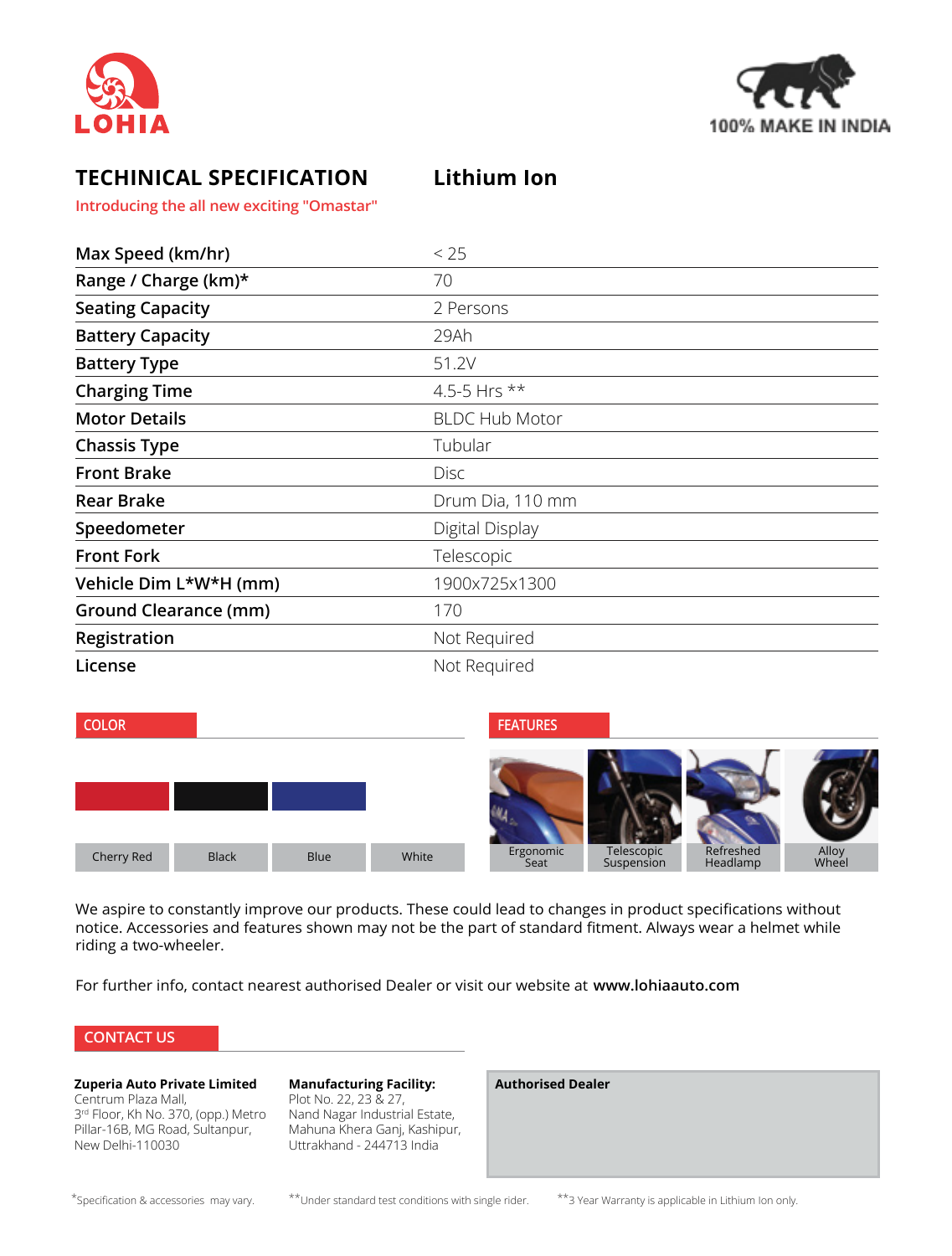LOHIA

100% MAKE IN INDIA

## TECHINICAL SPECIFICATION

Introducing the all new exciting "Omastar"

| | Lithium Ion |
|---|---|
| **Max Speed (km/hr)** | < 25 |
| **Range / Charge (km)*** | 70 |
| **Seating Capacity** | 2 Persons |
| **Battery Capacity** | 29Ah |
| **Battery Type** | 51.2V |
| **Charging Time** | 4.5-5 Hrs ** |
| **Motor Details** | BLDC Hub Motor |
| **Chassis Type** | Tubular |
| **Front Brake** | Disc |
| **Rear Brake** | Drum Dia, 110 mm |
| **Speedometer** | Digital Display |
| **Front Fork** | Telescopic |
| **Vehicle Dim L*W*H (mm)** | 1900x725x1300 |
| **Ground Clearance (mm)** | 170 |
| **Registration** | Not Required |
| **License** | Not Required |

### COLOR

Cherry Red | Black | Blue | White

### FEATURES

Ergonomic Seat | Telescopic Suspension | Refreshed Headlamp | Alloy Wheel

We aspire to constantly improve our products. These could lead to changes in product specifications without notice. Accessories and features shown may not be the part of standard fitment. Always wear a helmet while riding a two-wheeler.

For further info, contact nearest authorised Dealer or visit our website at **www.lohiaauto.com**

### CONTACT US

**Zuperia Auto Private Limited**
Centrum Plaza Mall,
3rd Floor, Kh No. 370, (opp.) Metro Pillar-16B, MG Road, Sultanpur,
New Delhi-110030

**Manufacturing Facility:**
Plot No. 22, 23 & 27,
Nand Nagar Industrial Estate,
Mahuna Khera Ganj, Kashipur,
Uttrakhand - 244713 India

**Authorised Dealer**

*Specification & accessories may vary. **Under standard test conditions with single rider. **3 Year Warranty is applicable in Lithium Ion only.